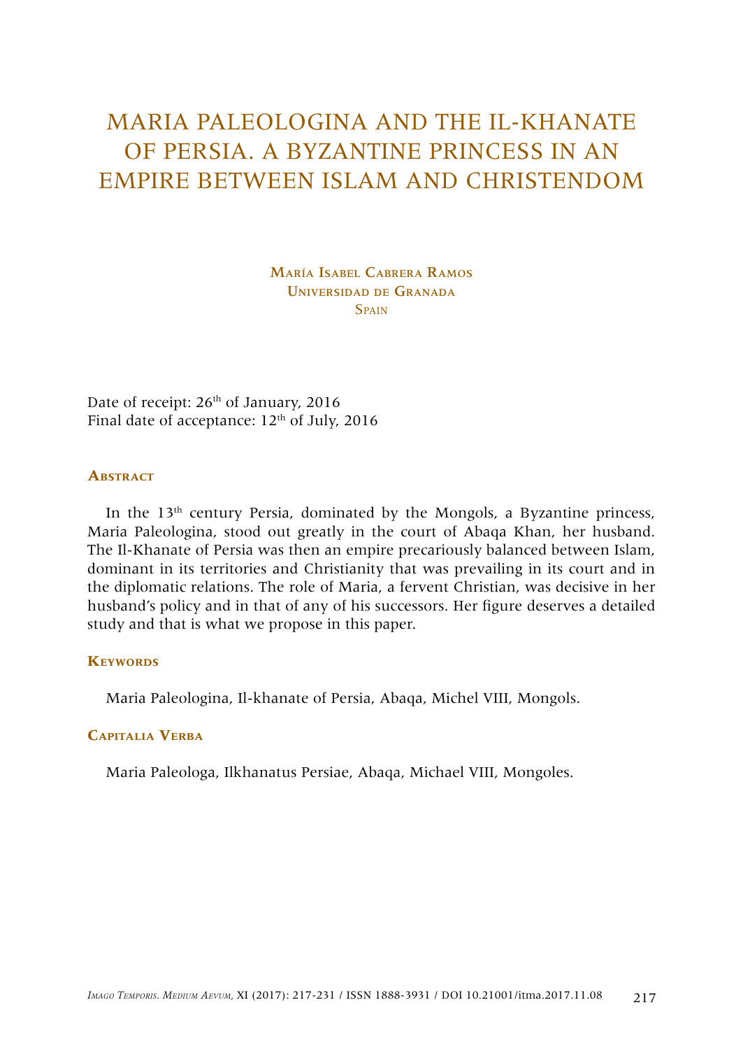# MARIA PALEOLOGINA AND THE IL-KHANATE OF PERSIA. A BYZANTINE PRINCESS IN AN EMPIRE BETWEEN ISLAM AND CHRISTENDOM

**María Isabel Cabrera Ramos**
**Universidad de Granada**
**Spain**

Date of receipt: 26th of January, 2016
Final date of acceptance: 12th of July, 2016

## Abstract

In the 13th century Persia, dominated by the Mongols, a Byzantine princess, Maria Paleologina, stood out greatly in the court of Abaqa Khan, her husband. The Il-Khanate of Persia was then an empire precariously balanced between Islam, dominant in its territories and Christianity that was prevailing in its court and in the diplomatic relations. The role of Maria, a fervent Christian, was decisive in her husband's policy and in that of any of his successors. Her figure deserves a detailed study and that is what we propose in this paper.

## Keywords

Maria Paleologina, Il-khanate of Persia, Abaqa, Michel VIII, Mongols.

## Capitalia Verba

Maria Paleologa, Ilkhanatus Persiae, Abaqa, Michael VIII, Mongoles.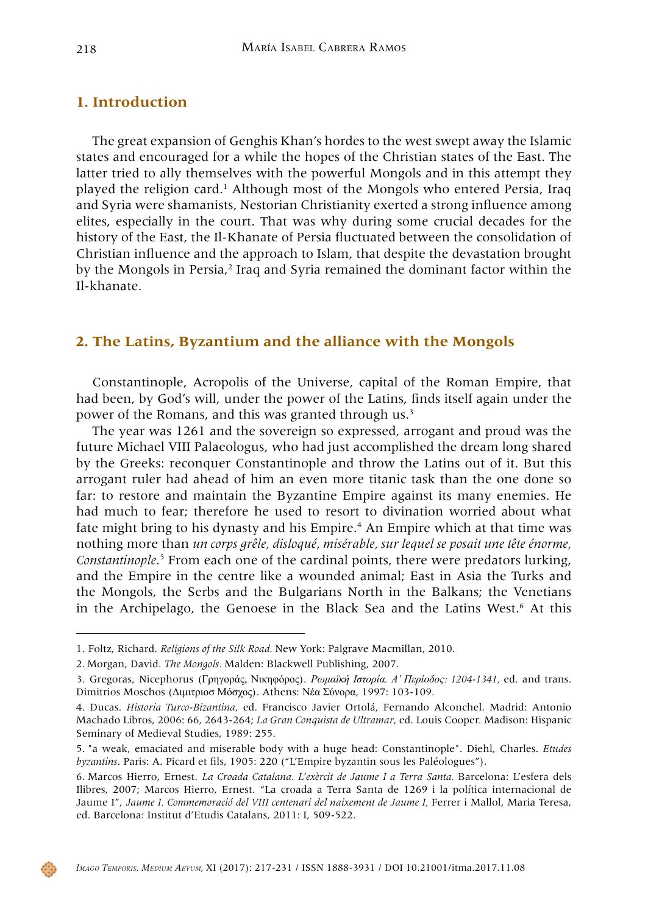## 1. Introduction

The great expansion of Genghis Khan's hordes to the west swept away the Islamic states and encouraged for a while the hopes of the Christian states of the East. The latter tried to ally themselves with the powerful Mongols and in this attempt they played the religion card.[1] Although most of the Mongols who entered Persia, Iraq and Syria were shamanists, Nestorian Christianity exerted a strong influence among elites, especially in the court. That was why during some crucial decades for the history of the East, the Il-Khanate of Persia fluctuated between the consolidation of Christian influence and the approach to Islam, that despite the devastation brought by the Mongols in Persia,[2] Iraq and Syria remained the dominant factor within the Il-khanate.

## 2. The Latins, Byzantium and the alliance with the Mongols

Constantinople, Acropolis of the Universe, capital of the Roman Empire, that had been, by God's will, under the power of the Latins, finds itself again under the power of the Romans, and this was granted through us.[3]

The year was 1261 and the sovereign so expressed, arrogant and proud was the future Michael VIII Palaeologus, who had just accomplished the dream long shared by the Greeks: reconquer Constantinople and throw the Latins out of it. But this arrogant ruler had ahead of him an even more titanic task than the one done so far: to restore and maintain the Byzantine Empire against its many enemies. He had much to fear; therefore he used to resort to divination worried about what fate might bring to his dynasty and his Empire.[4] An Empire which at that time was nothing more than *un corps grêle, disloqué, misérable, sur lequel se posait une tête énorme, Constantinople*.[5] From each one of the cardinal points, there were predators lurking, and the Empire in the centre like a wounded animal; East in Asia the Turks and the Mongols, the Serbs and the Bulgarians North in the Balkans; the Venetians in the Archipelago, the Genoese in the Black Sea and the Latins West.[6] At this

---

1. Foltz, Richard. *Religions of the Silk Road.* New York: Palgrave Macmillan, 2010.

2. Morgan, David. *The Mongols.* Malden: Blackwell Publishing, 2007.

3. Gregoras, Nicephorus (Γρηγοράς, Νικηφόρος). *Ρωμαϊκή Ιστορία. Α᾽ Περίοδος: 1204-1341*, ed. and trans. Dimitrios Moschos (Διμιτριοσ Μόσχος). Athens: Νέα Σύνορα, 1997: 103-109.

4. Ducas. *Historia Turco-Bizantina*, ed. Francisco Javier Ortolá, Fernando Alconchel. Madrid: Antonio Machado Libros, 2006: 66, 2643-264; *La Gran Conquista de Ultramar*, ed. Louis Cooper. Madison: Hispanic Seminary of Medieval Studies, 1989: 255.

5. "a weak, emaciated and miserable body with a huge head: Constantinople". Diehl, Charles. *Etudes byzantins*. Paris: A. Picard et fils, 1905: 220 ("L'Empire byzantin sous les Paléologues").

6. Marcos Hierro, Ernest. *La Croada Catalana. L'exèrcit de Jaume I a Terra Santa.* Barcelona: L'esfera dels llibres, 2007; Marcos Hierro, Ernest. "La croada a Terra Santa de 1269 i la política internacional de Jaume I", *Jaume I. Commemoració del VIII centenari del naixement de Jaume I,* Ferrer i Mallol, Maria Teresa, ed. Barcelona: Institut d'Etudis Catalans, 2011: I, 509-522.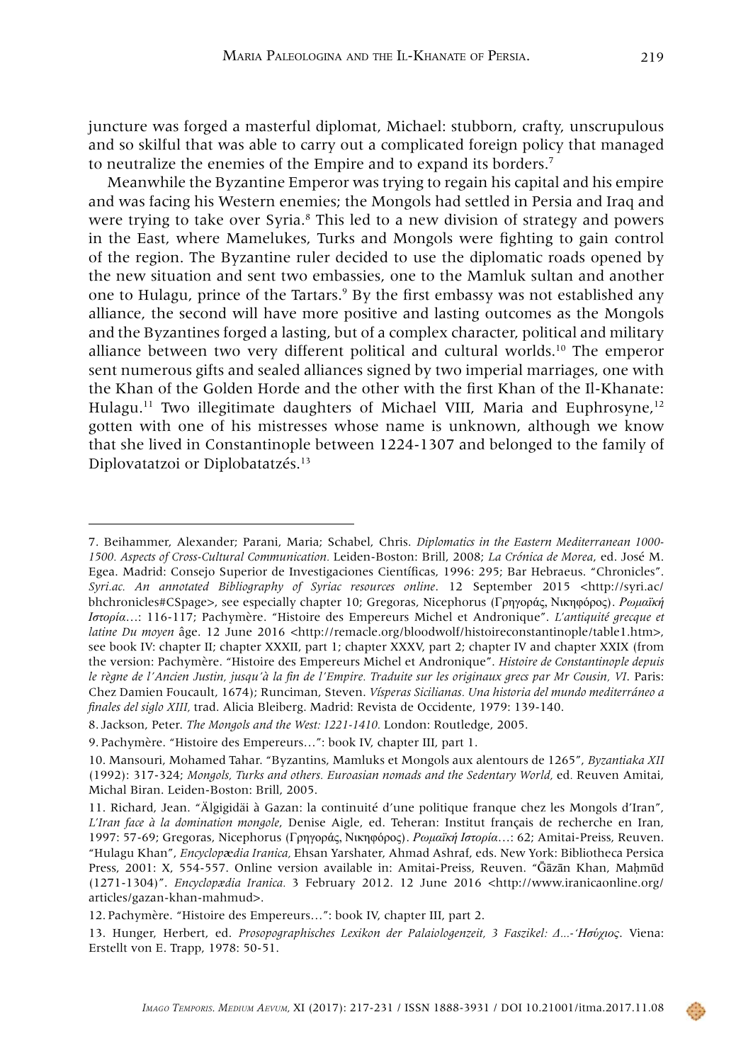juncture was forged a masterful diplomat, Michael: stubborn, crafty, unscrupulous and so skilful that was able to carry out a complicated foreign policy that managed to neutralize the enemies of the Empire and to expand its borders.[7]

Meanwhile the Byzantine Emperor was trying to regain his capital and his empire and was facing his Western enemies; the Mongols had settled in Persia and Iraq and were trying to take over Syria.[8] This led to a new division of strategy and powers in the East, where Mamelukes, Turks and Mongols were fighting to gain control of the region. The Byzantine ruler decided to use the diplomatic roads opened by the new situation and sent two embassies, one to the Mamluk sultan and another one to Hulagu, prince of the Tartars.[9] By the first embassy was not established any alliance, the second will have more positive and lasting outcomes as the Mongols and the Byzantines forged a lasting, but of a complex character, political and military alliance between two very different political and cultural worlds.[10] The emperor sent numerous gifts and sealed alliances signed by two imperial marriages, one with the Khan of the Golden Horde and the other with the first Khan of the Il-Khanate: Hulagu.[11] Two illegitimate daughters of Michael VIII, Maria and Euphrosyne,[12] gotten with one of his mistresses whose name is unknown, although we know that she lived in Constantinople between 1224-1307 and belonged to the family of Diplovatatzoi or Diplobatatzés.[13]

---

7. Beihammer, Alexander; Parani, Maria; Schabel, Chris. *Diplomatics in the Eastern Mediterranean 1000-1500. Aspects of Cross-Cultural Communication.* Leiden-Boston: Brill, 2008; *La Crónica de Morea*, ed. José M. Egea. Madrid: Consejo Superior de Investigaciones Científicas, 1996: 295; Bar Hebraeus. "Chronicles". *Syri.ac. An annotated Bibliography of Syriac resources online*. 12 September 2015 <http://syri.ac/bhchronicles#CSpage>, see especially chapter 10; Gregoras, Nicephorus (Γρηγορᾶς, Νικηφόρος). *Ρωμαϊκή Ιστορία*...: 116-117; Pachymère. "Histoire des Empereurs Michel et Andronique". *L'antiquité grecque et latine Du moyen* âge. 12 June 2016 <http://remacle.org/bloodwolf/histoireconstantinople/table1.htm>, see book IV: chapter II; chapter XXXII, part 1; chapter XXXV, part 2; chapter IV and chapter XXIX (from the version: Pachymère. "Histoire des Empereurs Michel et Andronique". *Histoire de Constantinople depuis le règne de l'Ancien Justin, jusqu'à la fin de l'Empire. Traduite sur les originaux grecs par Mr Cousin, VI*. Paris: Chez Damien Foucault, 1674); Runciman, Steven. *Vísperas Sicilianas. Una historia del mundo mediterráneo a finales del siglo XIII,* trad. Alicia Bleiberg. Madrid: Revista de Occidente, 1979: 139-140.

8. Jackson, Peter. *The Mongols and the West: 1221-1410.* London: Routledge, 2005.

9. Pachymère. "Histoire des Empereurs...": book IV, chapter III, part 1.

10. Mansouri, Mohamed Tahar. "Byzantins, Mamluks et Mongols aux alentours de 1265", *Byzantiaka XII* (1992): 317-324; *Mongols, Turks and others. Euroasian nomads and the Sedentary World,* ed. Reuven Amitai, Michal Biran. Leiden-Boston: Brill, 2005.

11. Richard, Jean. "Älgigidäi à Gazan: la continuité d'une politique franque chez les Mongols d'Iran", *L'Iran face à la domination mongole*, Denise Aigle, ed. Teheran: Institut français de recherche en Iran, 1997: 57-69; Gregoras, Nicephorus (Γρηγορᾶς, Νικηφόρος). *Ρωμαϊκή Ιστορία*...: 62; Amitai-Preiss, Reuven. "Hulagu Khan", *Encyclopædia Iranica,* Ehsan Yarshater, Ahmad Ashraf, eds. New York: Bibliotheca Persica Press, 2001: X, 554-557. Online version available in: Amitai-Preiss, Reuven. "Ḡāzān Khan, Maḥmūd (1271-1304)". *Encyclopædia Iranica.* 3 February 2012. 12 June 2016 <http://www.iranicaonline.org/articles/gazan-khan-mahmud>.

12. Pachymère. "Histoire des Empereurs...": book IV, chapter III, part 2.

13. Hunger, Herbert, ed. *Prosopographisches Lexikon der Palaiologenzeit, 3 Faszikel: Δ...-Ἡσύχιος*. Viena: Erstellt von E. Trapp, 1978: 50-51.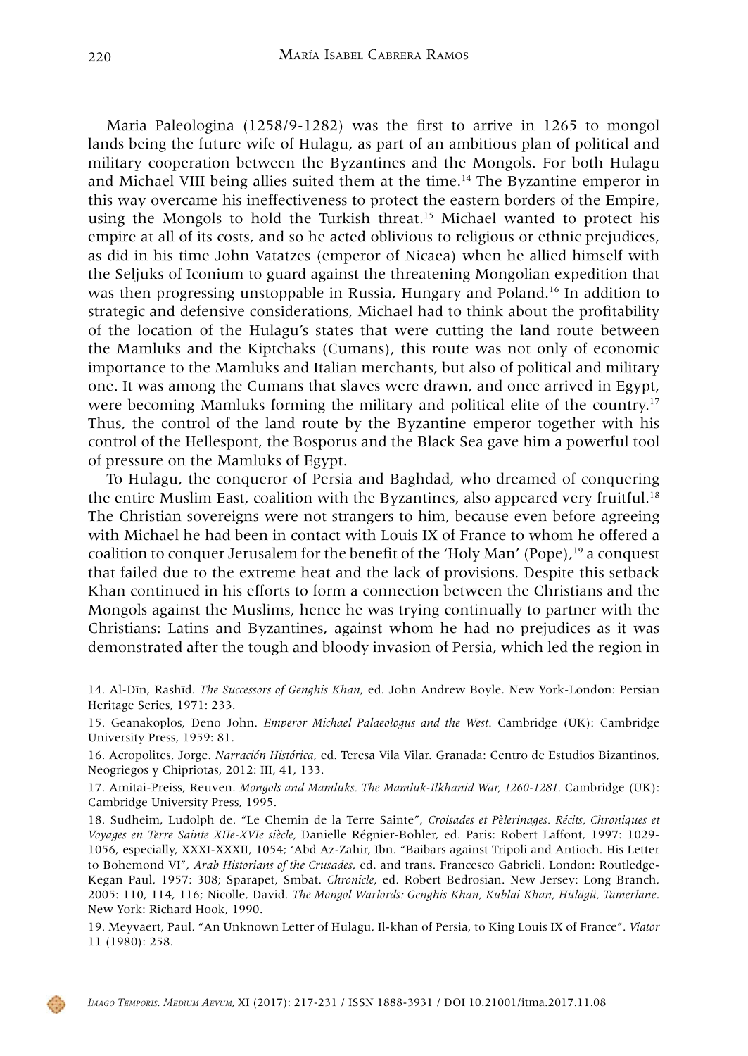Maria Paleologina (1258/9-1282) was the first to arrive in 1265 to mongol lands being the future wife of Hulagu, as part of an ambitious plan of political and military cooperation between the Byzantines and the Mongols. For both Hulagu and Michael VIII being allies suited them at the time.[14] The Byzantine emperor in this way overcame his ineffectiveness to protect the eastern borders of the Empire, using the Mongols to hold the Turkish threat.[15] Michael wanted to protect his empire at all of its costs, and so he acted oblivious to religious or ethnic prejudices, as did in his time John Vatatzes (emperor of Nicaea) when he allied himself with the Seljuks of Iconium to guard against the threatening Mongolian expedition that was then progressing unstoppable in Russia, Hungary and Poland.[16] In addition to strategic and defensive considerations, Michael had to think about the profitability of the location of the Hulagu's states that were cutting the land route between the Mamluks and the Kiptchaks (Cumans), this route was not only of economic importance to the Mamluks and Italian merchants, but also of political and military one. It was among the Cumans that slaves were drawn, and once arrived in Egypt, were becoming Mamluks forming the military and political elite of the country.[17] Thus, the control of the land route by the Byzantine emperor together with his control of the Hellespont, the Bosporus and the Black Sea gave him a powerful tool of pressure on the Mamluks of Egypt.

To Hulagu, the conqueror of Persia and Baghdad, who dreamed of conquering the entire Muslim East, coalition with the Byzantines, also appeared very fruitful.[18] The Christian sovereigns were not strangers to him, because even before agreeing with Michael he had been in contact with Louis IX of France to whom he offered a coalition to conquer Jerusalem for the benefit of the 'Holy Man' (Pope),[19] a conquest that failed due to the extreme heat and the lack of provisions. Despite this setback Khan continued in his efforts to form a connection between the Christians and the Mongols against the Muslims, hence he was trying continually to partner with the Christians: Latins and Byzantines, against whom he had no prejudices as it was demonstrated after the tough and bloody invasion of Persia, which led the region in

---

14. Al-Dīn, Rashīd. *The Successors of Genghis Khan*, ed. John Andrew Boyle. New York-London: Persian Heritage Series, 1971: 233.

15. Geanakoplos, Deno John. *Emperor Michael Palaeologus and the West*. Cambridge (UK): Cambridge University Press, 1959: 81.

16. Acropolites, Jorge. *Narración Histórica*, ed. Teresa Vila Vilar. Granada: Centro de Estudios Bizantinos, Neogriegos y Chipriotas, 2012: III, 41, 133.

17. Amitai-Preiss, Reuven. *Mongols and Mamluks. The Mamluk-Ilkhanid War, 1260-1281.* Cambridge (UK): Cambridge University Press, 1995.

18. Sudheim, Ludolph de. "Le Chemin de la Terre Sainte", *Croisades et Pèlerinages. Récits, Chroniques et Voyages en Terre Sainte XIIe-XVIe siècle*, Danielle Régnier-Bohler, ed. Paris: Robert Laffont, 1997: 1029-1056, especially, XXXI-XXXII, 1054; 'Abd Az-Zahir, Ibn. "Baibars against Tripoli and Antioch. His Letter to Bohemond VI", *Arab Historians of the Crusades*, ed. and trans. Francesco Gabrieli. London: Routledge-Kegan Paul, 1957: 308; Sparapet, Smbat. *Chronicle*, ed. Robert Bedrosian. New Jersey: Long Branch, 2005: 110, 114, 116; Nicolle, David. *The Mongol Warlords: Genghis Khan, Kublai Khan, Hülägü, Tamerlane*. New York: Richard Hook, 1990.

19. Meyvaert, Paul. "An Unknown Letter of Hulagu, Il-khan of Persia, to King Louis IX of France". *Viator* 11 (1980): 258.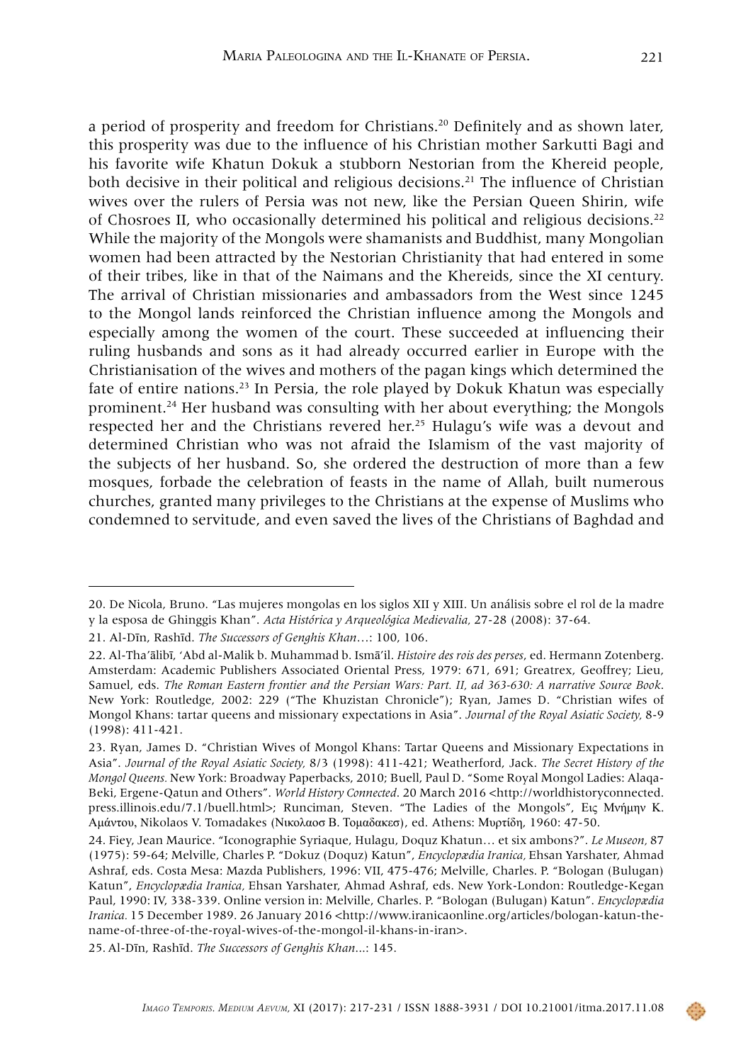a period of prosperity and freedom for Christians.[20] Definitely and as shown later, this prosperity was due to the influence of his Christian mother Sarkutti Bagi and his favorite wife Khatun Dokuk a stubborn Nestorian from the Khereid people, both decisive in their political and religious decisions.[21] The influence of Christian wives over the rulers of Persia was not new, like the Persian Queen Shirin, wife of Chosroes II, who occasionally determined his political and religious decisions.[22] While the majority of the Mongols were shamanists and Buddhist, many Mongolian women had been attracted by the Nestorian Christianity that had entered in some of their tribes, like in that of the Naimans and the Khereids, since the XI century. The arrival of Christian missionaries and ambassadors from the West since 1245 to the Mongol lands reinforced the Christian influence among the Mongols and especially among the women of the court. These succeeded at influencing their ruling husbands and sons as it had already occurred earlier in Europe with the Christianisation of the wives and mothers of the pagan kings which determined the fate of entire nations.[23] In Persia, the role played by Dokuk Khatun was especially prominent.[24] Her husband was consulting with her about everything; the Mongols respected her and the Christians revered her.[25] Hulagu's wife was a devout and determined Christian who was not afraid the Islamism of the vast majority of the subjects of her husband. So, she ordered the destruction of more than a few mosques, forbade the celebration of feasts in the name of Allah, built numerous churches, granted many privileges to the Christians at the expense of Muslims who condemned to servitude, and even saved the lives of the Christians of Baghdad and

---

20. De Nicola, Bruno. "Las mujeres mongolas en los siglos XII y XIII. Un análisis sobre el rol de la madre y la esposa de Ghinggis Khan". *Acta Histórica y Arqueológica Medievalia,* 27-28 (2008): 37-64.

21. Al-Dīn, Rashīd. *The Successors of Genghis Khan*…: 100, 106.

22. Al-Tha'ālibī, 'Abd al-Malik b. Muhammad b. Ismā'il. *Histoire des rois des perses*, ed. Hermann Zotenberg. Amsterdam: Academic Publishers Associated Oriental Press, 1979: 671, 691; Greatrex, Geoffrey; Lieu, Samuel, eds. *The Roman Eastern frontier and the Persian Wars: Part. II, ad 363-630: A narrative Source Book*. New York: Routledge, 2002: 229 ("The Khuzistan Chronicle"); Ryan, James D. "Christian wifes of Mongol Khans: tartar queens and missionary expectations in Asia". *Journal of the Royal Asiatic Society,* 8-9 (1998): 411-421.

23. Ryan, James D. "Christian Wives of Mongol Khans: Tartar Queens and Missionary Expectations in Asia". *Journal of the Royal Asiatic Society,* 8/3 (1998): 411-421; Weatherford, Jack. *The Secret History of the Mongol Queens*. New York: Broadway Paperbacks, 2010; Buell, Paul D. "Some Royal Mongol Ladies: Alaqa-Beki, Ergene-Qatun and Others". *World History Connected*. 20 March 2016 <http://worldhistoryconnected.press.illinois.edu/7.1/buell.html>; Runciman, Steven. "The Ladies of the Mongols", Εις Μνήμην Κ. Αμάντου, Nikolaos V. Tomadakes (Νικολαοσ Β. Τομαδακεσ), ed. Athens: Μυρτίδη, 1960: 47-50.

24. Fiey, Jean Maurice. "Iconographie Syriaque, Hulagu, Doquz Khatun… et six ambons?". *Le Museon,* 87 (1975): 59-64; Melville, Charles P. "Dokuz (Doquz) Katun", *Encyclopædia Iranica,* Ehsan Yarshater, Ahmad Ashraf, eds. Costa Mesa: Mazda Publishers, 1996: VII, 475-476; Melville, Charles. P. "Bologan (Bulugan) Katun", *Encyclopædia Iranica,* Ehsan Yarshater, Ahmad Ashraf, eds. New York-London: Routledge-Kegan Paul, 1990: IV, 338-339. Online version in: Melville, Charles. P. "Bologan (Bulugan) Katun". *Encyclopædia Iranica.* 15 December 1989. 26 January 2016 <http://www.iranicaonline.org/articles/bologan-katun-the-name-of-three-of-the-royal-wives-of-the-mongol-il-khans-in-iran>.

25. Al-Dīn, Rashīd. *The Successors of Genghis Khan*...: 145.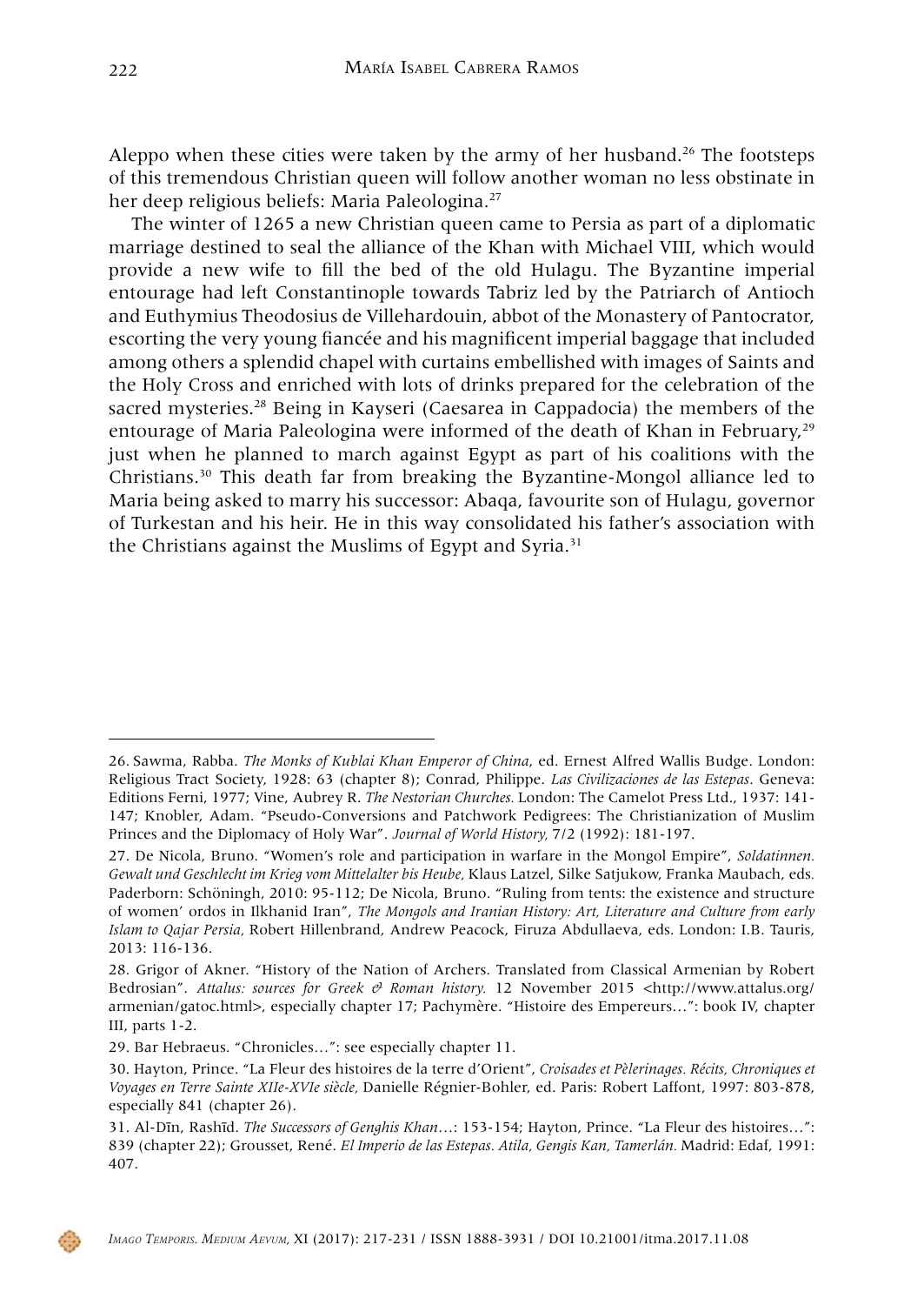Aleppo when these cities were taken by the army of her husband.[26] The footsteps of this tremendous Christian queen will follow another woman no less obstinate in her deep religious beliefs: Maria Paleologina.[27]

The winter of 1265 a new Christian queen came to Persia as part of a diplomatic marriage destined to seal the alliance of the Khan with Michael VIII, which would provide a new wife to fill the bed of the old Hulagu. The Byzantine imperial entourage had left Constantinople towards Tabriz led by the Patriarch of Antioch and Euthymius Theodosius de Villehardouin, abbot of the Monastery of Pantocrator, escorting the very young fiancée and his magnificent imperial baggage that included among others a splendid chapel with curtains embellished with images of Saints and the Holy Cross and enriched with lots of drinks prepared for the celebration of the sacred mysteries.[28] Being in Kayseri (Caesarea in Cappadocia) the members of the entourage of Maria Paleologina were informed of the death of Khan in February,[29] just when he planned to march against Egypt as part of his coalitions with the Christians.[30] This death far from breaking the Byzantine-Mongol alliance led to Maria being asked to marry his successor: Abaqa, favourite son of Hulagu, governor of Turkestan and his heir. He in this way consolidated his father's association with the Christians against the Muslims of Egypt and Syria.[31]

---

26. Sawma, Rabba. *The Monks of Kublai Khan Emperor of China*, ed. Ernest Alfred Wallis Budge. London: Religious Tract Society, 1928: 63 (chapter 8); Conrad, Philippe. *Las Civilizaciones de las Estepas*. Geneva: Editions Ferni, 1977; Vine, Aubrey R. *The Nestorian Churches.* London: The Camelot Press Ltd., 1937: 141-147; Knobler, Adam. "Pseudo-Conversions and Patchwork Pedigrees: The Christianization of Muslim Princes and the Diplomacy of Holy War". *Journal of World History,* 7/2 (1992): 181-197.

27. De Nicola, Bruno. "Women's role and participation in warfare in the Mongol Empire", *Soldatinnen. Gewalt und Geschlecht im Krieg vom Mittelalter bis Heube,* Klaus Latzel, Silke Satjukow, Franka Maubach, eds. Paderborn: Schöningh, 2010: 95-112; De Nicola, Bruno. "Ruling from tents: the existence and structure of women' ordos in Ilkhanid Iran", *The Mongols and Iranian History: Art, Literature and Culture from early Islam to Qajar Persia,* Robert Hillenbrand, Andrew Peacock, Firuza Abdullaeva, eds. London: I.B. Tauris, 2013: 116-136.

28. Grigor of Akner. "History of the Nation of Archers. Translated from Classical Armenian by Robert Bedrosian". *Attalus: sources for Greek & Roman history.* 12 November 2015 <http://www.attalus.org/armenian/gatoc.html>, especially chapter 17; Pachymère. "Histoire des Empereurs…": book IV, chapter III, parts 1-2.

29. Bar Hebraeus. "Chronicles…": see especially chapter 11.

30. Hayton, Prince. "La Fleur des histoires de la terre d'Orient", *Croisades et Pèlerinages. Récits, Chroniques et Voyages en Terre Sainte XIIe-XVIe siècle,* Danielle Régnier-Bohler, ed. Paris: Robert Laffont, 1997: 803-878, especially 841 (chapter 26).

31. Al-Dīn, Rashīd. *The Successors of Genghis Khan*…: 153-154; Hayton, Prince. "La Fleur des histoires…": 839 (chapter 22); Grousset, René. *El Imperio de las Estepas. Atila, Gengis Kan, Tamerlán.* Madrid: Edaf, 1991: 407.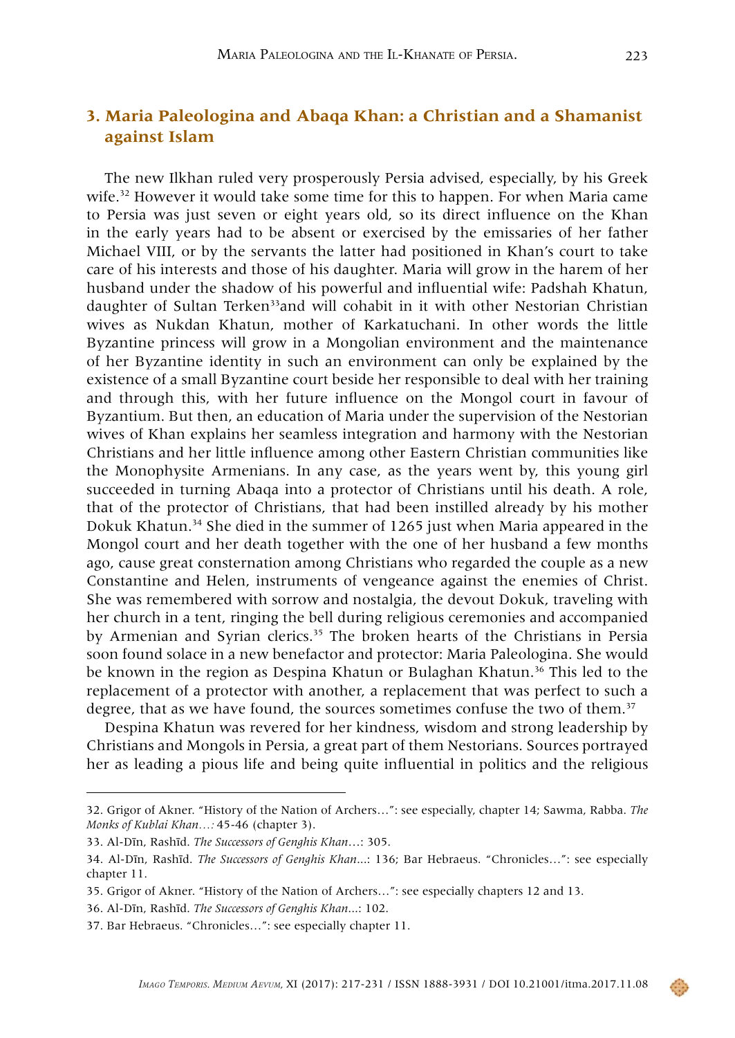## 3. Maria Paleologina and Abaqa Khan: a Christian and a Shamanist against Islam

The new Ilkhan ruled very prosperously Persia advised, especially, by his Greek wife.[32] However it would take some time for this to happen. For when Maria came to Persia was just seven or eight years old, so its direct influence on the Khan in the early years had to be absent or exercised by the emissaries of her father Michael VIII, or by the servants the latter had positioned in Khan's court to take care of his interests and those of his daughter. Maria will grow in the harem of her husband under the shadow of his powerful and influential wife: Padshah Khatun, daughter of Sultan Terken[33]and will cohabit in it with other Nestorian Christian wives as Nukdan Khatun, mother of Karkatuchani. In other words the little Byzantine princess will grow in a Mongolian environment and the maintenance of her Byzantine identity in such an environment can only be explained by the existence of a small Byzantine court beside her responsible to deal with her training and through this, with her future influence on the Mongol court in favour of Byzantium. But then, an education of Maria under the supervision of the Nestorian wives of Khan explains her seamless integration and harmony with the Nestorian Christians and her little influence among other Eastern Christian communities like the Monophysite Armenians. In any case, as the years went by, this young girl succeeded in turning Abaqa into a protector of Christians until his death. A role, that of the protector of Christians, that had been instilled already by his mother Dokuk Khatun.[34] She died in the summer of 1265 just when Maria appeared in the Mongol court and her death together with the one of her husband a few months ago, cause great consternation among Christians who regarded the couple as a new Constantine and Helen, instruments of vengeance against the enemies of Christ. She was remembered with sorrow and nostalgia, the devout Dokuk, traveling with her church in a tent, ringing the bell during religious ceremonies and accompanied by Armenian and Syrian clerics.[35] The broken hearts of the Christians in Persia soon found solace in a new benefactor and protector: Maria Paleologina. She would be known in the region as Despina Khatun or Bulaghan Khatun.[36] This led to the replacement of a protector with another, a replacement that was perfect to such a degree, that as we have found, the sources sometimes confuse the two of them.[37]

Despina Khatun was revered for her kindness, wisdom and strong leadership by Christians and Mongols in Persia, a great part of them Nestorians. Sources portrayed her as leading a pious life and being quite influential in politics and the religious

---

32. Grigor of Akner. "History of the Nation of Archers…": see especially, chapter 14; Sawma, Rabba. *The Monks of Kublai Khan…:* 45-46 (chapter 3).

33. Al-Dīn, Rashīd. *The Successors of Genghis Khan*…: 305.

34. Al-Dīn, Rashīd. *The Successors of Genghis Khan*...: 136; Bar Hebraeus. "Chronicles…": see especially chapter 11.

35. Grigor of Akner. "History of the Nation of Archers…": see especially chapters 12 and 13.

36. Al-Dīn, Rashīd. *The Successors of Genghis Khan*...: 102.

37. Bar Hebraeus. "Chronicles…": see especially chapter 11.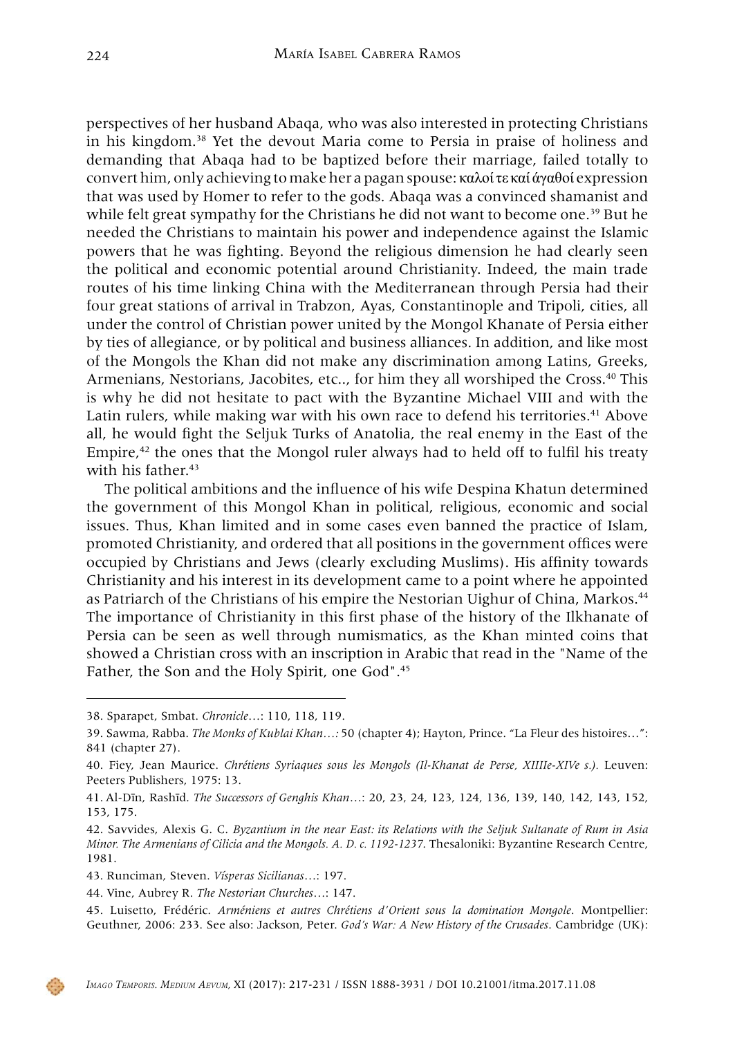perspectives of her husband Abaqa, who was also interested in protecting Christians in his kingdom.[38] Yet the devout Maria come to Persia in praise of holiness and demanding that Abaqa had to be baptized before their marriage, failed totally to convert him, only achieving to make her a pagan spouse: καλοί τε καί άγαθοί expression that was used by Homer to refer to the gods. Abaqa was a convinced shamanist and while felt great sympathy for the Christians he did not want to become one.[39] But he needed the Christians to maintain his power and independence against the Islamic powers that he was fighting. Beyond the religious dimension he had clearly seen the political and economic potential around Christianity. Indeed, the main trade routes of his time linking China with the Mediterranean through Persia had their four great stations of arrival in Trabzon, Ayas, Constantinople and Tripoli, cities, all under the control of Christian power united by the Mongol Khanate of Persia either by ties of allegiance, or by political and business alliances. In addition, and like most of the Mongols the Khan did not make any discrimination among Latins, Greeks, Armenians, Nestorians, Jacobites, etc.., for him they all worshiped the Cross.[40] This is why he did not hesitate to pact with the Byzantine Michael VIII and with the Latin rulers, while making war with his own race to defend his territories.[41] Above all, he would fight the Seljuk Turks of Anatolia, the real enemy in the East of the Empire,[42] the ones that the Mongol ruler always had to held off to fulfil his treaty with his father.[43]

The political ambitions and the influence of his wife Despina Khatun determined the government of this Mongol Khan in political, religious, economic and social issues. Thus, Khan limited and in some cases even banned the practice of Islam, promoted Christianity, and ordered that all positions in the government offices were occupied by Christians and Jews (clearly excluding Muslims). His affinity towards Christianity and his interest in its development came to a point where he appointed as Patriarch of the Christians of his empire the Nestorian Uighur of China, Markos.[44] The importance of Christianity in this first phase of the history of the Ilkhanate of Persia can be seen as well through numismatics, as the Khan minted coins that showed a Christian cross with an inscription in Arabic that read in the "Name of the Father, the Son and the Holy Spirit, one God".[45]

---

38. Sparapet, Smbat. *Chronicle*…: 110, 118, 119.

39. Sawma, Rabba. *The Monks of Kublai Khan*…: 50 (chapter 4); Hayton, Prince. "La Fleur des histoires…": 841 (chapter 27).

40. Fiey, Jean Maurice. *Chrétiens Syriaques sous les Mongols (Il-Khanat de Perse, XIIIIe-XIVe s.).* Leuven: Peeters Publishers, 1975: 13.

41. Al-Dīn, Rashīd. *The Successors of Genghis Khan*…: 20, 23, 24, 123, 124, 136, 139, 140, 142, 143, 152, 153, 175.

42. Savvides, Alexis G. C. *Byzantium in the near East: its Relations with the Seljuk Sultanate of Rum in Asia Minor. The Armenians of Cilicia and the Mongols. A. D. c. 1192-1237*. Thesaloniki: Byzantine Research Centre, 1981.

43. Runciman, Steven. *Vísperas Sicilianas*…: 197.

44. Vine, Aubrey R. *The Nestorian Churches*…: 147.

45. Luisetto, Frédéric. *Arméniens et autres Chrétiens d'Orient sous la domination Mongole*. Montpellier: Geuthner, 2006: 233. See also: Jackson, Peter. *God's War: A New History of the Crusades*. Cambridge (UK):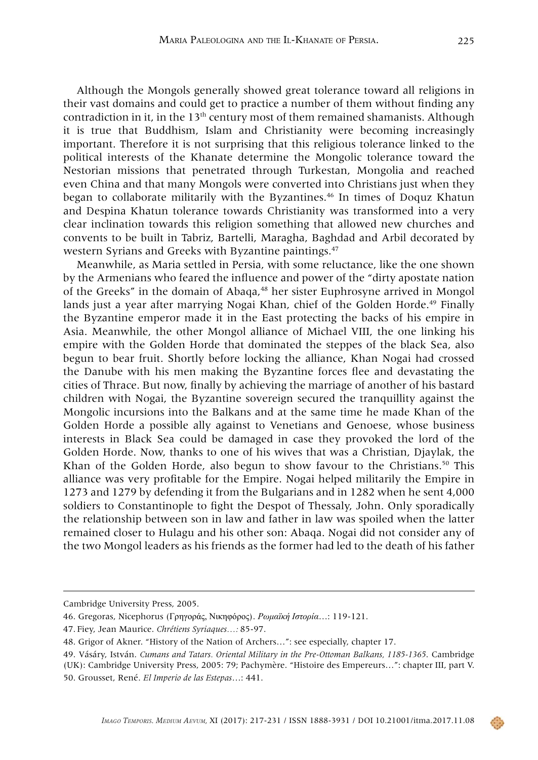Although the Mongols generally showed great tolerance toward all religions in their vast domains and could get to practice a number of them without finding any contradiction in it, in the 13$^{th}$ century most of them remained shamanists. Although it is true that Buddhism, Islam and Christianity were becoming increasingly important. Therefore it is not surprising that this religious tolerance linked to the political interests of the Khanate determine the Mongolic tolerance toward the Nestorian missions that penetrated through Turkestan, Mongolia and reached even China and that many Mongols were converted into Christians just when they began to collaborate militarily with the Byzantines.[46] In times of Doquz Khatun and Despina Khatun tolerance towards Christianity was transformed into a very clear inclination towards this religion something that allowed new churches and convents to be built in Tabriz, Bartelli, Maragha, Baghdad and Arbil decorated by western Syrians and Greeks with Byzantine paintings.[47]

Meanwhile, as Maria settled in Persia, with some reluctance, like the one shown by the Armenians who feared the influence and power of the "dirty apostate nation of the Greeks" in the domain of Abaqa,[48] her sister Euphrosyne arrived in Mongol lands just a year after marrying Nogai Khan, chief of the Golden Horde.[49] Finally the Byzantine emperor made it in the East protecting the backs of his empire in Asia. Meanwhile, the other Mongol alliance of Michael VIII, the one linking his empire with the Golden Horde that dominated the steppes of the black Sea, also begun to bear fruit. Shortly before locking the alliance, Khan Nogai had crossed the Danube with his men making the Byzantine forces flee and devastating the cities of Thrace. But now, finally by achieving the marriage of another of his bastard children with Nogai, the Byzantine sovereign secured the tranquillity against the Mongolic incursions into the Balkans and at the same time he made Khan of the Golden Horde a possible ally against to Venetians and Genoese, whose business interests in Black Sea could be damaged in case they provoked the lord of the Golden Horde. Now, thanks to one of his wives that was a Christian, Djaylak, the Khan of the Golden Horde, also begun to show favour to the Christians.[50] This alliance was very profitable for the Empire. Nogai helped militarily the Empire in 1273 and 1279 by defending it from the Bulgarians and in 1282 when he sent 4,000 soldiers to Constantinople to fight the Despot of Thessaly, John. Only sporadically the relationship between son in law and father in law was spoiled when the latter remained closer to Hulagu and his other son: Abaqa. Nogai did not consider any of the two Mongol leaders as his friends as the former had led to the death of his father

---

Cambridge University Press, 2005.

46. Gregoras, Nicephorus (Γρηγοράς, Νικηφόρος). *Ρωμαϊκή Ιστορία*…: 119-121.

47. Fiey, Jean Maurice. *Chrétiens Syriaques…:* 85-97.

48. Grigor of Akner. "History of the Nation of Archers…": see especially, chapter 17.

49. Vásáry, István. *Cumans and Tatars. Oriental Military in the Pre-Ottoman Balkans, 1185-1365.* Cambridge (UK): Cambridge University Press, 2005: 79; Pachymère. "Histoire des Empereurs…": chapter III, part V.

50. Grousset, René. *El Imperio de las Estepas*…: 441.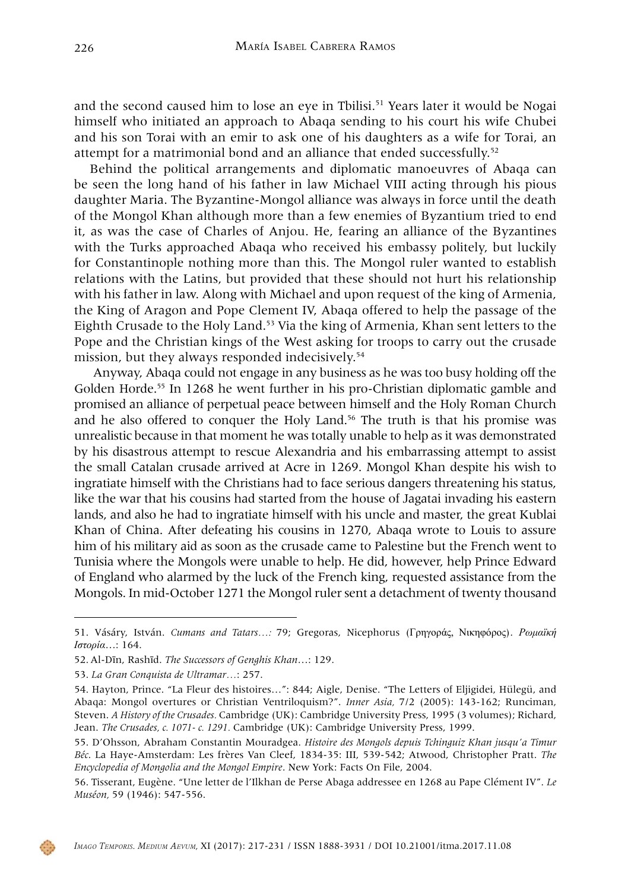and the second caused him to lose an eye in Tbilisi.[51] Years later it would be Nogai himself who initiated an approach to Abaqa sending to his court his wife Chubei and his son Torai with an emir to ask one of his daughters as a wife for Torai, an attempt for a matrimonial bond and an alliance that ended successfully.[52]

Behind the political arrangements and diplomatic manoeuvres of Abaqa can be seen the long hand of his father in law Michael VIII acting through his pious daughter Maria. The Byzantine-Mongol alliance was always in force until the death of the Mongol Khan although more than a few enemies of Byzantium tried to end it, as was the case of Charles of Anjou. He, fearing an alliance of the Byzantines with the Turks approached Abaqa who received his embassy politely, but luckily for Constantinople nothing more than this. The Mongol ruler wanted to establish relations with the Latins, but provided that these should not hurt his relationship with his father in law. Along with Michael and upon request of the king of Armenia, the King of Aragon and Pope Clement IV, Abaqa offered to help the passage of the Eighth Crusade to the Holy Land.[53] Via the king of Armenia, Khan sent letters to the Pope and the Christian kings of the West asking for troops to carry out the crusade mission, but they always responded indecisively.[54]

Anyway, Abaqa could not engage in any business as he was too busy holding off the Golden Horde.[55] In 1268 he went further in his pro-Christian diplomatic gamble and promised an alliance of perpetual peace between himself and the Holy Roman Church and he also offered to conquer the Holy Land.[56] The truth is that his promise was unrealistic because in that moment he was totally unable to help as it was demonstrated by his disastrous attempt to rescue Alexandria and his embarrassing attempt to assist the small Catalan crusade arrived at Acre in 1269. Mongol Khan despite his wish to ingratiate himself with the Christians had to face serious dangers threatening his status, like the war that his cousins had started from the house of Jagatai invading his eastern lands, and also he had to ingratiate himself with his uncle and master, the great Kublai Khan of China. After defeating his cousins in 1270, Abaqa wrote to Louis to assure him of his military aid as soon as the crusade came to Palestine but the French went to Tunisia where the Mongols were unable to help. He did, however, help Prince Edward of England who alarmed by the luck of the French king, requested assistance from the Mongols. In mid-October 1271 the Mongol ruler sent a detachment of twenty thousand

---

51. Vásáry, István. *Cumans and Tatars…:* 79; Gregoras, Nicephorus (Γρηγοράς, Νικηφόρος). *Ρωμαϊκή Ιστορία…*: 164.

52. Al-Dīn, Rashīd. *The Successors of Genghis Khan…*: 129.

53. *La Gran Conquista de Ultramar…*: 257.

54. Hayton, Prince. "La Fleur des histoires…": 844; Aigle, Denise. "The Letters of Eljigidei, Hülegü, and Abaqa: Mongol overtures or Christian Ventriloquism?". *Inner Asia,* 7/2 (2005): 143-162; Runciman, Steven. *A History of the Crusades.* Cambridge (UK): Cambridge University Press, 1995 (3 volumes); Richard, Jean. *The Crusades, c. 1071- c. 1291.* Cambridge (UK): Cambridge University Press, 1999.

55. D'Ohsson, Abraham Constantin Mouradgea. *Histoire des Mongols depuis Tchinguiz Khan jusqu'a Timur Béc.* La Haye-Amsterdam: Les frères Van Cleef, 1834-35: III, 539-542; Atwood, Christopher Pratt. *The Encyclopedia of Mongolia and the Mongol Empire*. New York: Facts On File, 2004.

56. Tisserant, Eugène. "Une letter de l'Ilkhan de Perse Abaga addressee en 1268 au Pape Clément IV". *Le Muséon,* 59 (1946): 547-556.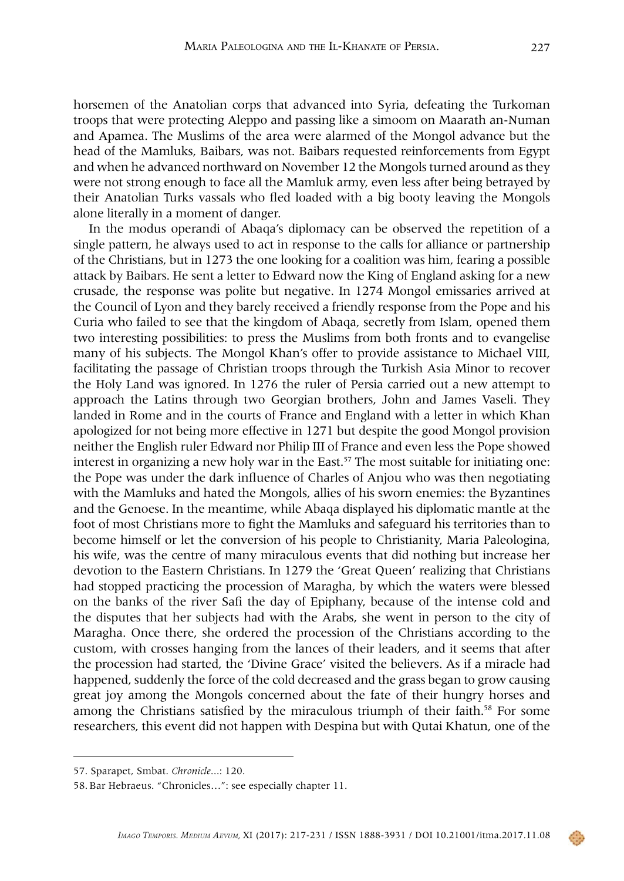horsemen of the Anatolian corps that advanced into Syria, defeating the Turkoman troops that were protecting Aleppo and passing like a simoom on Maarath an-Numan and Apamea. The Muslims of the area were alarmed of the Mongol advance but the head of the Mamluks, Baibars, was not. Baibars requested reinforcements from Egypt and when he advanced northward on November 12 the Mongols turned around as they were not strong enough to face all the Mamluk army, even less after being betrayed by their Anatolian Turks vassals who fled loaded with a big booty leaving the Mongols alone literally in a moment of danger.

In the modus operandi of Abaqa's diplomacy can be observed the repetition of a single pattern, he always used to act in response to the calls for alliance or partnership of the Christians, but in 1273 the one looking for a coalition was him, fearing a possible attack by Baibars. He sent a letter to Edward now the King of England asking for a new crusade, the response was polite but negative. In 1274 Mongol emissaries arrived at the Council of Lyon and they barely received a friendly response from the Pope and his Curia who failed to see that the kingdom of Abaqa, secretly from Islam, opened them two interesting possibilities: to press the Muslims from both fronts and to evangelise many of his subjects. The Mongol Khan's offer to provide assistance to Michael VIII, facilitating the passage of Christian troops through the Turkish Asia Minor to recover the Holy Land was ignored. In 1276 the ruler of Persia carried out a new attempt to approach the Latins through two Georgian brothers, John and James Vaseli. They landed in Rome and in the courts of France and England with a letter in which Khan apologized for not being more effective in 1271 but despite the good Mongol provision neither the English ruler Edward nor Philip III of France and even less the Pope showed interest in organizing a new holy war in the East.[57] The most suitable for initiating one: the Pope was under the dark influence of Charles of Anjou who was then negotiating with the Mamluks and hated the Mongols, allies of his sworn enemies: the Byzantines and the Genoese. In the meantime, while Abaqa displayed his diplomatic mantle at the foot of most Christians more to fight the Mamluks and safeguard his territories than to become himself or let the conversion of his people to Christianity, Maria Paleologina, his wife, was the centre of many miraculous events that did nothing but increase her devotion to the Eastern Christians. In 1279 the 'Great Queen' realizing that Christians had stopped practicing the procession of Maragha, by which the waters were blessed on the banks of the river Safi the day of Epiphany, because of the intense cold and the disputes that her subjects had with the Arabs, she went in person to the city of Maragha. Once there, she ordered the procession of the Christians according to the custom, with crosses hanging from the lances of their leaders, and it seems that after the procession had started, the 'Divine Grace' visited the believers. As if a miracle had happened, suddenly the force of the cold decreased and the grass began to grow causing great joy among the Mongols concerned about the fate of their hungry horses and among the Christians satisfied by the miraculous triumph of their faith.[58] For some researchers, this event did not happen with Despina but with Qutai Khatun, one of the

---

57. Sparapet, Smbat. *Chronicle*...: 120.

58. Bar Hebraeus. "Chronicles…": see especially chapter 11.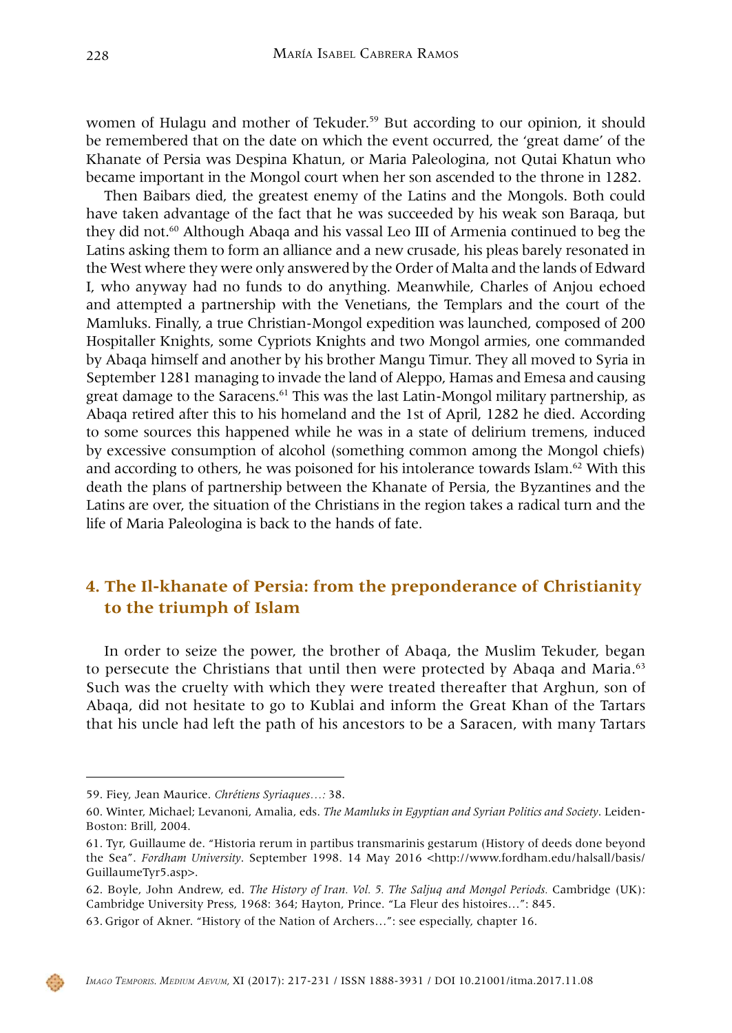women of Hulagu and mother of Tekuder.[59] But according to our opinion, it should be remembered that on the date on which the event occurred, the 'great dame' of the Khanate of Persia was Despina Khatun, or Maria Paleologina, not Qutai Khatun who became important in the Mongol court when her son ascended to the throne in 1282.

Then Baibars died, the greatest enemy of the Latins and the Mongols. Both could have taken advantage of the fact that he was succeeded by his weak son Baraqa, but they did not.[60] Although Abaqa and his vassal Leo III of Armenia continued to beg the Latins asking them to form an alliance and a new crusade, his pleas barely resonated in the West where they were only answered by the Order of Malta and the lands of Edward I, who anyway had no funds to do anything. Meanwhile, Charles of Anjou echoed and attempted a partnership with the Venetians, the Templars and the court of the Mamluks. Finally, a true Christian-Mongol expedition was launched, composed of 200 Hospitaller Knights, some Cypriots Knights and two Mongol armies, one commanded by Abaqa himself and another by his brother Mangu Timur. They all moved to Syria in September 1281 managing to invade the land of Aleppo, Hamas and Emesa and causing great damage to the Saracens.[61] This was the last Latin-Mongol military partnership, as Abaqa retired after this to his homeland and the 1st of April, 1282 he died. According to some sources this happened while he was in a state of delirium tremens, induced by excessive consumption of alcohol (something common among the Mongol chiefs) and according to others, he was poisoned for his intolerance towards Islam.[62] With this death the plans of partnership between the Khanate of Persia, the Byzantines and the Latins are over, the situation of the Christians in the region takes a radical turn and the life of Maria Paleologina is back to the hands of fate.

## 4. The Il-khanate of Persia: from the preponderance of Christianity to the triumph of Islam

In order to seize the power, the brother of Abaqa, the Muslim Tekuder, began to persecute the Christians that until then were protected by Abaqa and Maria.[63] Such was the cruelty with which they were treated thereafter that Arghun, son of Abaqa, did not hesitate to go to Kublai and inform the Great Khan of the Tartars that his uncle had left the path of his ancestors to be a Saracen, with many Tartars

---

59. Fiey, Jean Maurice. *Chrétiens Syriaques…*: 38.

60. Winter, Michael; Levanoni, Amalia, eds. *The Mamluks in Egyptian and Syrian Politics and Society*. Leiden-Boston: Brill, 2004.

61. Tyr, Guillaume de. "Historia rerum in partibus transmarinis gestarum (History of deeds done beyond the Sea". *Fordham University*. September 1998. 14 May 2016 <http://www.fordham.edu/halsall/basis/GuillaumeTyr5.asp>.

62. Boyle, John Andrew, ed. *The History of Iran. Vol. 5. The Saljuq and Mongol Periods.* Cambridge (UK): Cambridge University Press, 1968: 364; Hayton, Prince. "La Fleur des histoires…": 845.

63. Grigor of Akner. "History of the Nation of Archers…": see especially, chapter 16.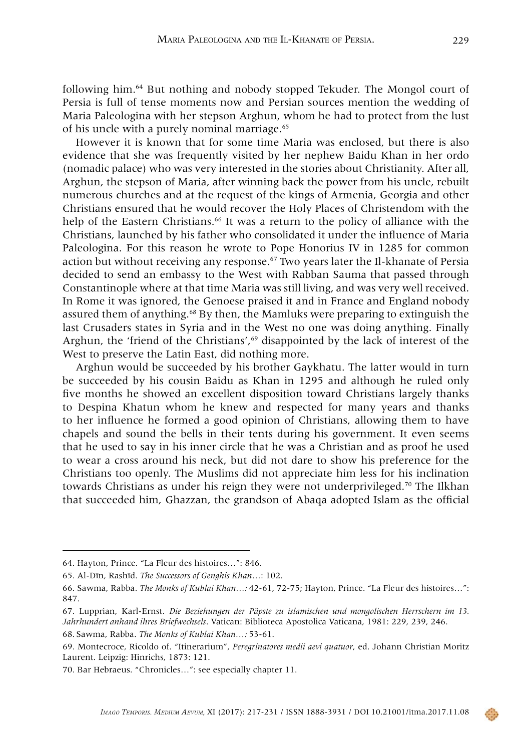following him.[64] But nothing and nobody stopped Tekuder. The Mongol court of Persia is full of tense moments now and Persian sources mention the wedding of Maria Paleologina with her stepson Arghun, whom he had to protect from the lust of his uncle with a purely nominal marriage.[65]

However it is known that for some time Maria was enclosed, but there is also evidence that she was frequently visited by her nephew Baidu Khan in her ordo (nomadic palace) who was very interested in the stories about Christianity. After all, Arghun, the stepson of Maria, after winning back the power from his uncle, rebuilt numerous churches and at the request of the kings of Armenia, Georgia and other Christians ensured that he would recover the Holy Places of Christendom with the help of the Eastern Christians.[66] It was a return to the policy of alliance with the Christians, launched by his father who consolidated it under the influence of Maria Paleologina. For this reason he wrote to Pope Honorius IV in 1285 for common action but without receiving any response.[67] Two years later the Il-khanate of Persia decided to send an embassy to the West with Rabban Sauma that passed through Constantinople where at that time Maria was still living, and was very well received. In Rome it was ignored, the Genoese praised it and in France and England nobody assured them of anything.[68] By then, the Mamluks were preparing to extinguish the last Crusaders states in Syria and in the West no one was doing anything. Finally Arghun, the 'friend of the Christians',[69] disappointed by the lack of interest of the West to preserve the Latin East, did nothing more.

Arghun would be succeeded by his brother Gaykhatu. The latter would in turn be succeeded by his cousin Baidu as Khan in 1295 and although he ruled only five months he showed an excellent disposition toward Christians largely thanks to Despina Khatun whom he knew and respected for many years and thanks to her influence he formed a good opinion of Christians, allowing them to have chapels and sound the bells in their tents during his government. It even seems that he used to say in his inner circle that he was a Christian and as proof he used to wear a cross around his neck, but did not dare to show his preference for the Christians too openly. The Muslims did not appreciate him less for his inclination towards Christians as under his reign they were not underprivileged.[70] The Ilkhan that succeeded him, Ghazzan, the grandson of Abaqa adopted Islam as the official

---

64. Hayton, Prince. "La Fleur des histoires…": 846.

65. Al-Dīn, Rashīd. *The Successors of Genghis Khan*…: 102.

66. Sawma, Rabba. *The Monks of Kublai Khan…:* 42-61, 72-75; Hayton, Prince. "La Fleur des histoires…": 847.

67. Lupprian, Karl-Ernst. *Die Beziehungen der Päpste zu islamischen und mongolischen Herrschern im 13. Jahrhundert anhand ihres Briefwechsels*. Vatican: Biblioteca Apostolica Vaticana, 1981: 229, 239, 246.

68. Sawma, Rabba. *The Monks of Kublai Khan…:* 53-61.

69. Montecroce, Ricoldo of. "Itinerarium", *Peregrinatores medii aevi quatuor*, ed. Johann Christian Moritz Laurent. Leipzig: Hinrichs, 1873: 121.

70. Bar Hebraeus. "Chronicles…": see especially chapter 11.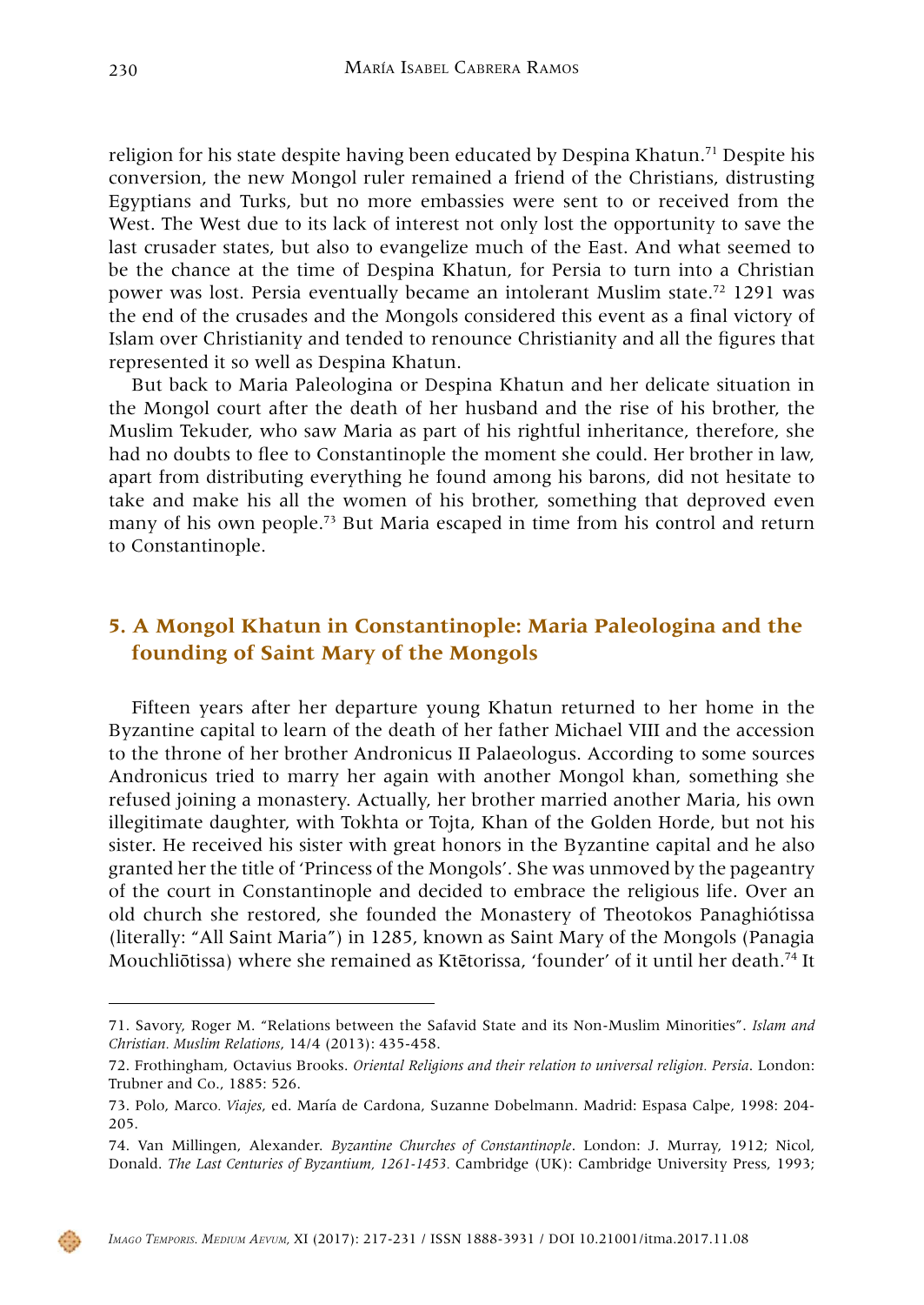religion for his state despite having been educated by Despina Khatun.[71] Despite his conversion, the new Mongol ruler remained a friend of the Christians, distrusting Egyptians and Turks, but no more embassies were sent to or received from the West. The West due to its lack of interest not only lost the opportunity to save the last crusader states, but also to evangelize much of the East. And what seemed to be the chance at the time of Despina Khatun, for Persia to turn into a Christian power was lost. Persia eventually became an intolerant Muslim state.[72] 1291 was the end of the crusades and the Mongols considered this event as a final victory of Islam over Christianity and tended to renounce Christianity and all the figures that represented it so well as Despina Khatun.

But back to Maria Paleologina or Despina Khatun and her delicate situation in the Mongol court after the death of her husband and the rise of his brother, the Muslim Tekuder, who saw Maria as part of his rightful inheritance, therefore, she had no doubts to flee to Constantinople the moment she could. Her brother in law, apart from distributing everything he found among his barons, did not hesitate to take and make his all the women of his brother, something that deproved even many of his own people.[73] But Maria escaped in time from his control and return to Constantinople.

## 5. A Mongol Khatun in Constantinople: Maria Paleologina and the founding of Saint Mary of the Mongols

Fifteen years after her departure young Khatun returned to her home in the Byzantine capital to learn of the death of her father Michael VIII and the accession to the throne of her brother Andronicus II Palaeologus. According to some sources Andronicus tried to marry her again with another Mongol khan, something she refused joining a monastery. Actually, her brother married another Maria, his own illegitimate daughter, with Tokhta or Tojta, Khan of the Golden Horde, but not his sister. He received his sister with great honors in the Byzantine capital and he also granted her the title of 'Princess of the Mongols'. She was unmoved by the pageantry of the court in Constantinople and decided to embrace the religious life. Over an old church she restored, she founded the Monastery of Theotokos Panaghiótissa (literally: "All Saint Maria") in 1285, known as Saint Mary of the Mongols (Panagia Mouchliōtissa) where she remained as Ktētorissa, 'founder' of it until her death.[74] It

---

71. Savory, Roger M. "Relations between the Safavid State and its Non-Muslim Minorities". *Islam and Christian. Muslim Relations*, 14/4 (2013): 435-458.

72. Frothingham, Octavius Brooks. *Oriental Religions and their relation to universal religion. Persia*. London: Trubner and Co., 1885: 526.

73. Polo, Marco. *Viajes*, ed. María de Cardona, Suzanne Dobelmann. Madrid: Espasa Calpe, 1998: 204-205.

74. Van Millingen, Alexander. *Byzantine Churches of Constantinople*. London: J. Murray, 1912; Nicol, Donald. *The Last Centuries of Byzantium, 1261-1453.* Cambridge (UK): Cambridge University Press, 1993;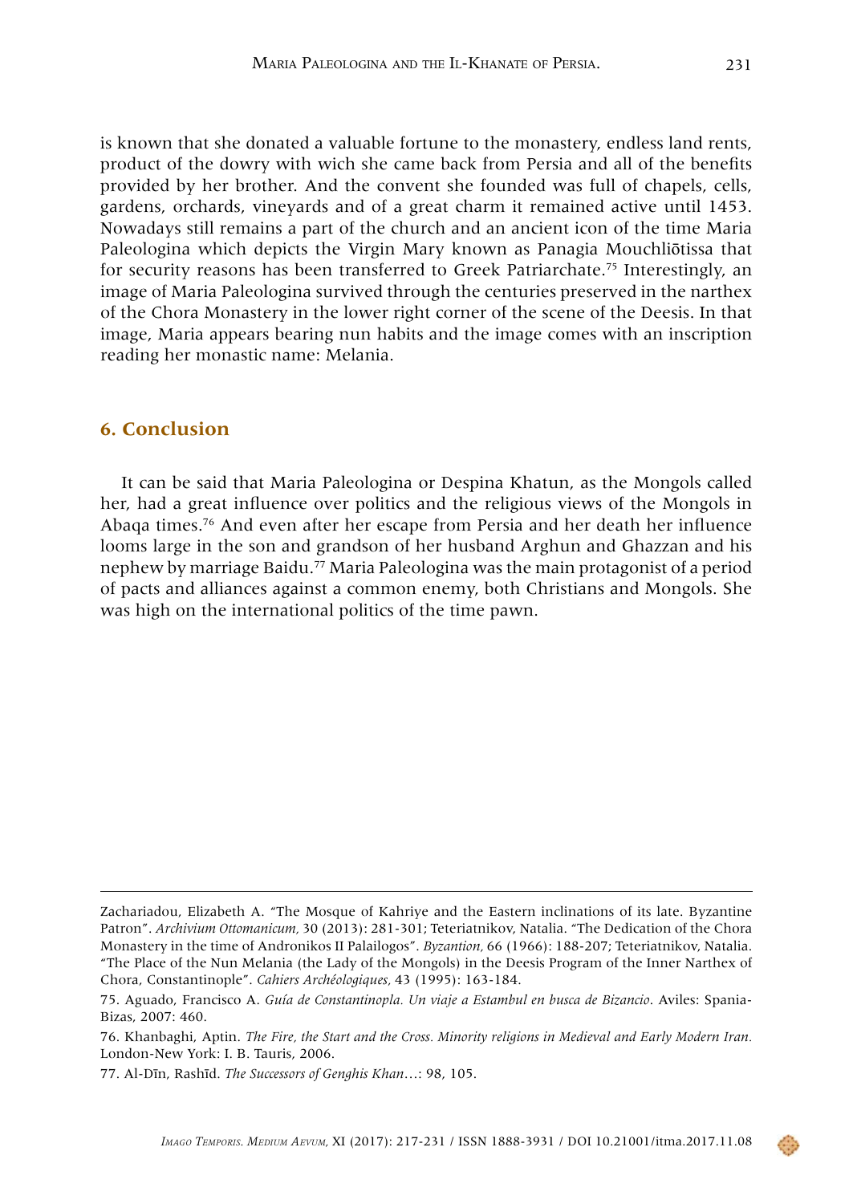is known that she donated a valuable fortune to the monastery, endless land rents, product of the dowry with wich she came back from Persia and all of the benefits provided by her brother. And the convent she founded was full of chapels, cells, gardens, orchards, vineyards and of a great charm it remained active until 1453. Nowadays still remains a part of the church and an ancient icon of the time Maria Paleologina which depicts the Virgin Mary known as Panagia Mouchliōtissa that for security reasons has been transferred to Greek Patriarchate.[75] Interestingly, an image of Maria Paleologina survived through the centuries preserved in the narthex of the Chora Monastery in the lower right corner of the scene of the Deesis. In that image, Maria appears bearing nun habits and the image comes with an inscription reading her monastic name: Melania.

## 6. Conclusion

It can be said that Maria Paleologina or Despina Khatun, as the Mongols called her, had a great influence over politics and the religious views of the Mongols in Abaqa times.[76] And even after her escape from Persia and her death her influence looms large in the son and grandson of her husband Arghun and Ghazzan and his nephew by marriage Baidu.[77] Maria Paleologina was the main protagonist of a period of pacts and alliances against a common enemy, both Christians and Mongols. She was high on the international politics of the time pawn.

---

Zachariadou, Elizabeth A. "The Mosque of Kahriye and the Eastern inclinations of its late. Byzantine Patron". *Archivium Ottomanicum,* 30 (2013): 281-301; Teteriatnikov, Natalia. "The Dedication of the Chora Monastery in the time of Andronikos II Palailogos". *Byzantion,* 66 (1966): 188-207; Teteriatnikov, Natalia. "The Place of the Nun Melania (the Lady of the Mongols) in the Deesis Program of the Inner Narthex of Chora, Constantinople". *Cahiers Archéologiques,* 43 (1995): 163-184.

75. Aguado, Francisco A. *Guía de Constantinopla. Un viaje a Estambul en busca de Bizancio*. Aviles: Spania-Bizas, 2007: 460.

76. Khanbaghi, Aptin. *The Fire, the Start and the Cross. Minority religions in Medieval and Early Modern Iran.* London-New York: I. B. Tauris, 2006.

77. Al-Dīn, Rashīd. *The Successors of Genghis Khan*…: 98, 105.